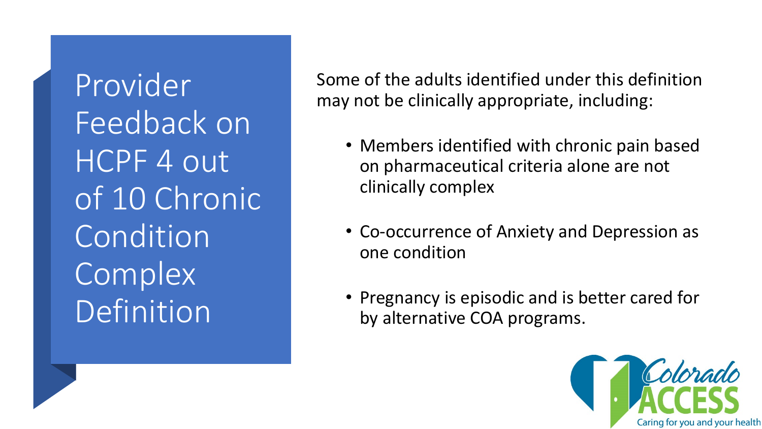# Provider Feedback on HCPF 4 out of 10 Chronic Condition Complex Definition

Some of the adults identified under this definition may not be clinically appropriate, including:

- Members identified with chronic pain based on pharmaceutical criteria alone are not clinically complex
- Co-occurrence of Anxiety and Depression as one condition
- Pregnancy is episodic and is better cared for by alternative COA programs.

Colorado ACCESS
Caring for you and your health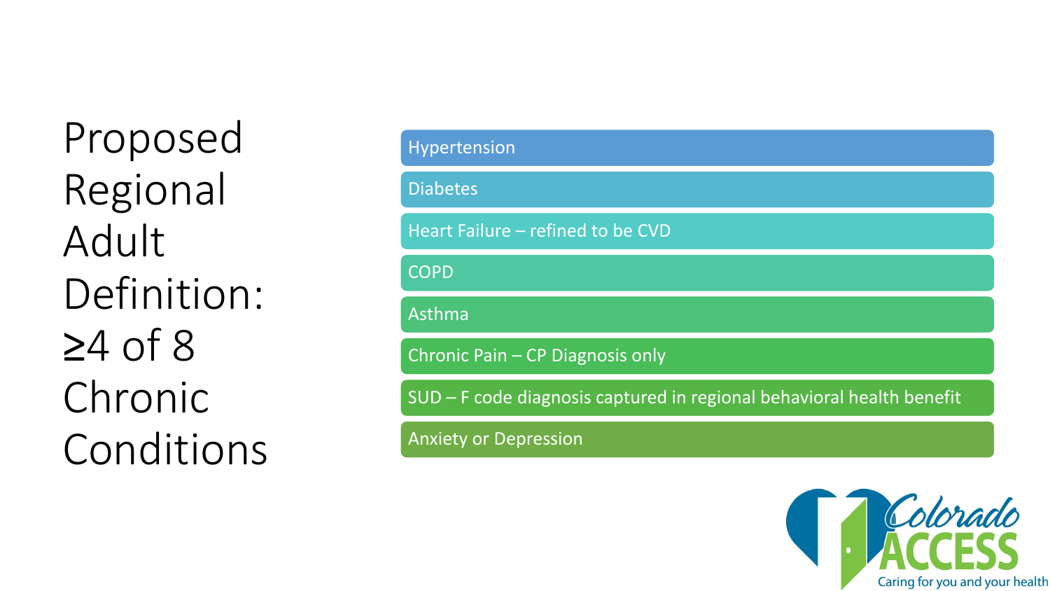# Proposed Regional Adult Definition: ≥4 of 8 Chronic Conditions

- Hypertension
- Diabetes
- Heart Failure – refined to be CVD
- COPD
- Asthma
- Chronic Pain – CP Diagnosis only
- SUD – F code diagnosis captured in regional behavioral health benefit
- Anxiety or Depression

Colorado ACCESS
Caring for you and your health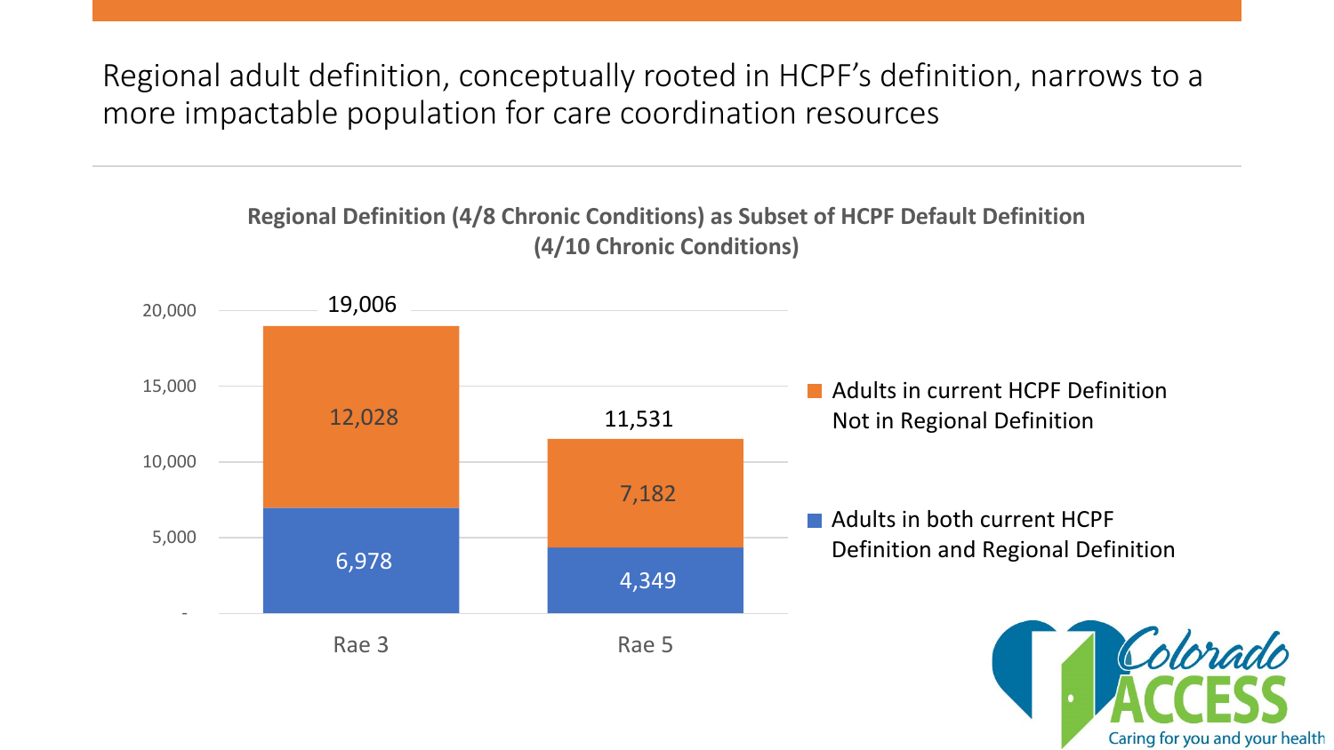# Regional adult definition, conceptually rooted in HCPF's definition, narrows to a more impactable population for care coordination resources

**Regional Definition (4/8 Chronic Conditions) as Subset of HCPF Default Definition (4/10 Chronic Conditions)**

| | Rae 3 | Rae 5 |
| --- | --- | --- |
| Adults in current HCPF Definition Not in Regional Definition | 12,028 | 7,182 |
| Adults in both current HCPF Definition and Regional Definition | 6,978 | 4,349 |
| Total | 19,006 | 11,531 |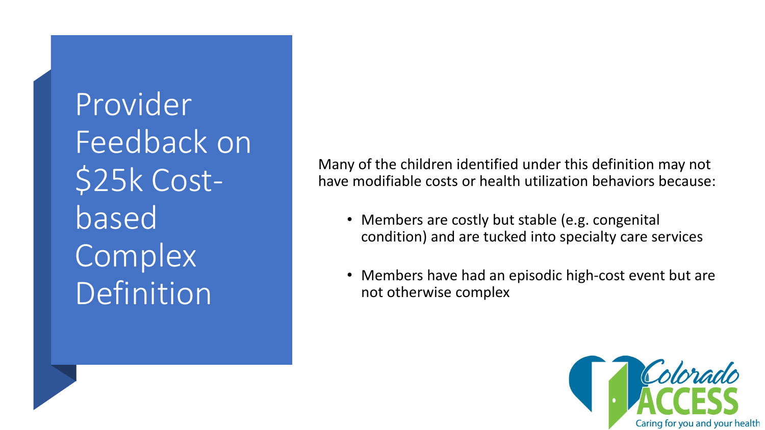# Provider Feedback on $25k Cost-based Complex Definition

Many of the children identified under this definition may not have modifiable costs or health utilization behaviors because:

- Members are costly but stable (e.g. congenital condition) and are tucked into specialty care services
- Members have had an episodic high-cost event but are not otherwise complex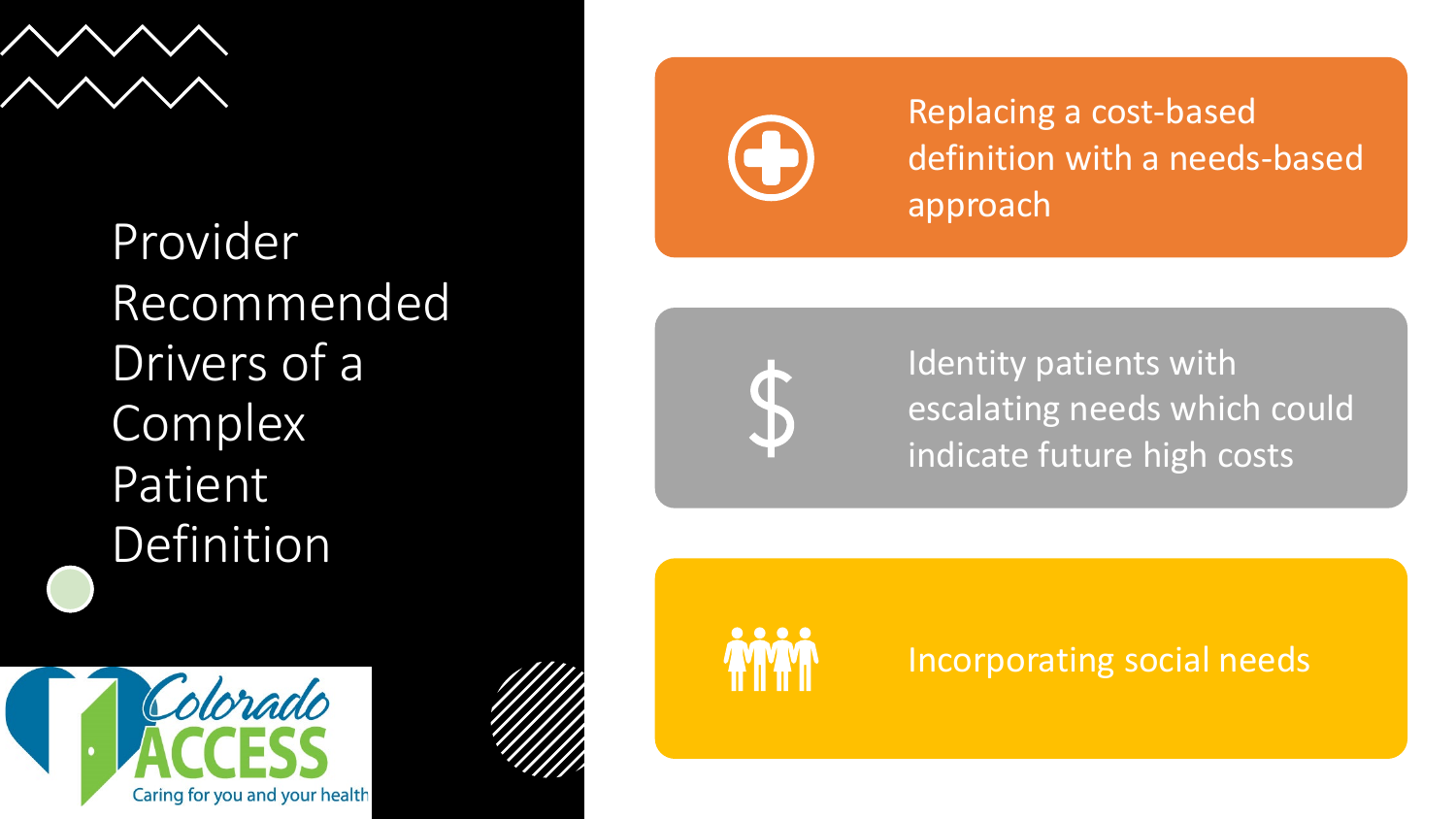# Provider Recommended Drivers of a Complex Patient Definition

- Replacing a cost-based definition with a needs-based approach
- Identity patients with escalating needs which could indicate future high costs
- Incorporating social needs

Colorado ACCESS
Caring for you and your health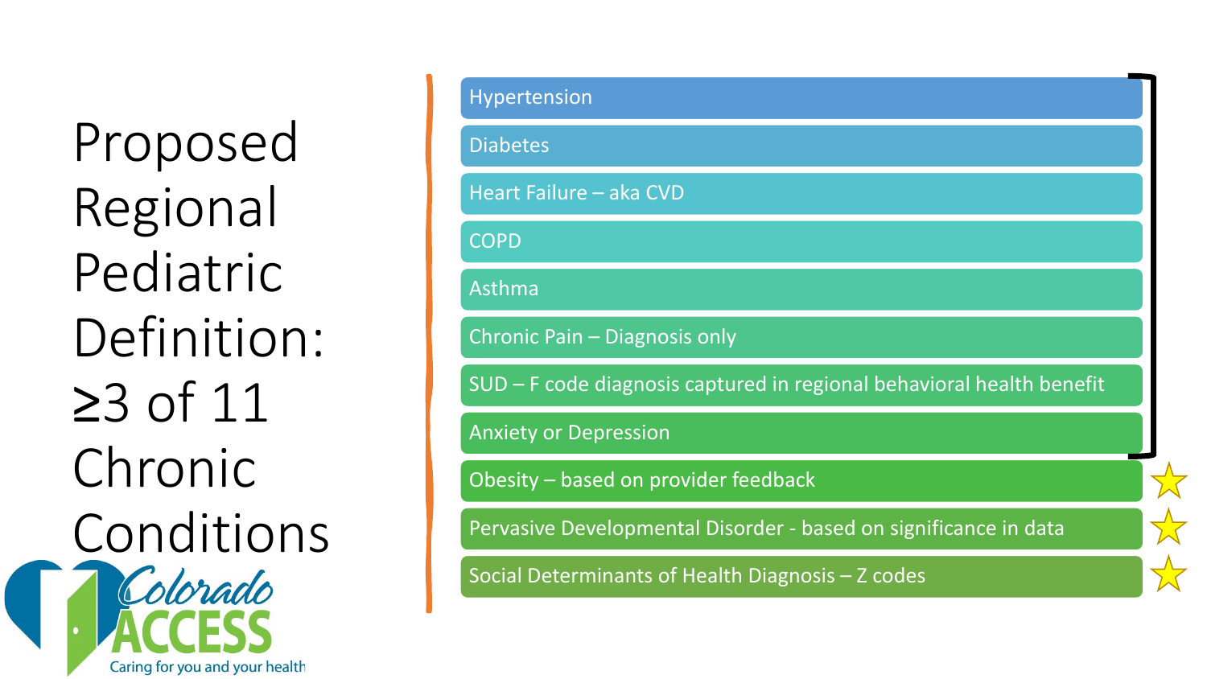# Proposed Regional Pediatric Definition: ≥3 of 11 Chronic Conditions

- Hypertension
- Diabetes
- Heart Failure – aka CVD
- COPD
- Asthma
- Chronic Pain – Diagnosis only
- SUD – F code diagnosis captured in regional behavioral health benefit
- Anxiety or Depression
- Obesity – based on provider feedback ☆
- Pervasive Developmental Disorder - based on significance in data ☆
- Social Determinants of Health Diagnosis – Z codes ☆

Colorado ACCESS
Caring for you and your health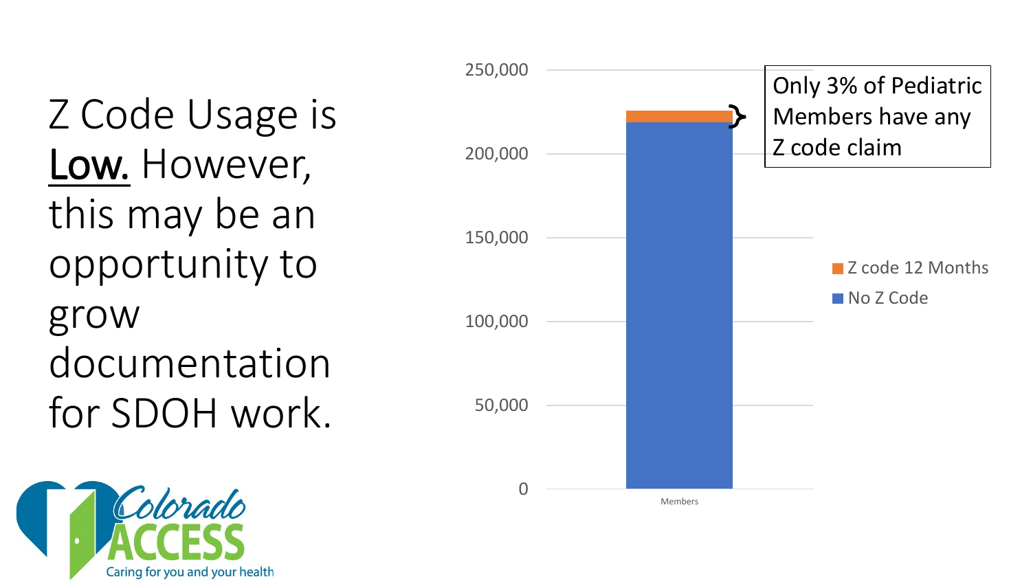# Z Code Usage is **Low.** However, this may be an opportunity to grow documentation for SDOH work.

Only 3% of Pediatric Members have any Z code claim

- Z code 12 Months
- No Z Code

250,000
200,000
150,000
100,000
50,000
0

Members

Colorado ACCESS
Caring for you and your health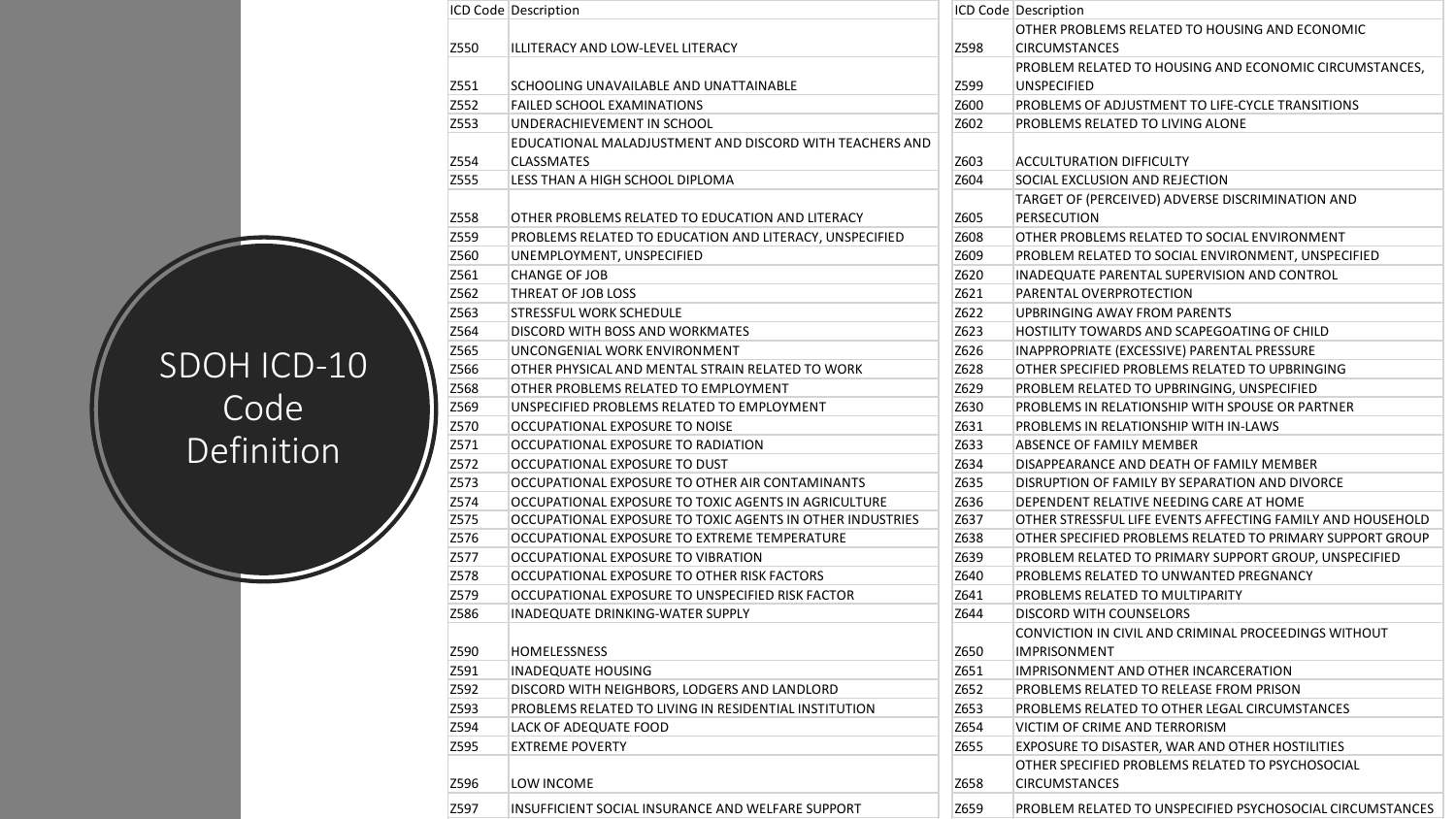# SDOH ICD-10 Code Definition

| ICD Code | Description |
|---|---|
| Z550 | ILLITERACY AND LOW-LEVEL LITERACY |
| Z551 | SCHOOLING UNAVAILABLE AND UNATTAINABLE |
| Z552 | FAILED SCHOOL EXAMINATIONS |
| Z553 | UNDERACHIEVEMENT IN SCHOOL |
| Z554 | EDUCATIONAL MALADJUSTMENT AND DISCORD WITH TEACHERS AND CLASSMATES |
| Z555 | LESS THAN A HIGH SCHOOL DIPLOMA |
| Z558 | OTHER PROBLEMS RELATED TO EDUCATION AND LITERACY |
| Z559 | PROBLEMS RELATED TO EDUCATION AND LITERACY, UNSPECIFIED |
| Z560 | UNEMPLOYMENT, UNSPECIFIED |
| Z561 | CHANGE OF JOB |
| Z562 | THREAT OF JOB LOSS |
| Z563 | STRESSFUL WORK SCHEDULE |
| Z564 | DISCORD WITH BOSS AND WORKMATES |
| Z565 | UNCONGENIAL WORK ENVIRONMENT |
| Z566 | OTHER PHYSICAL AND MENTAL STRAIN RELATED TO WORK |
| Z568 | OTHER PROBLEMS RELATED TO EMPLOYMENT |
| Z569 | UNSPECIFIED PROBLEMS RELATED TO EMPLOYMENT |
| Z570 | OCCUPATIONAL EXPOSURE TO NOISE |
| Z571 | OCCUPATIONAL EXPOSURE TO RADIATION |
| Z572 | OCCUPATIONAL EXPOSURE TO DUST |
| Z573 | OCCUPATIONAL EXPOSURE TO OTHER AIR CONTAMINANTS |
| Z574 | OCCUPATIONAL EXPOSURE TO TOXIC AGENTS IN AGRICULTURE |
| Z575 | OCCUPATIONAL EXPOSURE TO TOXIC AGENTS IN OTHER INDUSTRIES |
| Z576 | OCCUPATIONAL EXPOSURE TO EXTREME TEMPERATURE |
| Z577 | OCCUPATIONAL EXPOSURE TO VIBRATION |
| Z578 | OCCUPATIONAL EXPOSURE TO OTHER RISK FACTORS |
| Z579 | OCCUPATIONAL EXPOSURE TO UNSPECIFIED RISK FACTOR |
| Z586 | INADEQUATE DRINKING-WATER SUPPLY |
| Z590 | HOMELESSNESS |
| Z591 | INADEQUATE HOUSING |
| Z592 | DISCORD WITH NEIGHBORS, LODGERS AND LANDLORD |
| Z593 | PROBLEMS RELATED TO LIVING IN RESIDENTIAL INSTITUTION |
| Z594 | LACK OF ADEQUATE FOOD |
| Z595 | EXTREME POVERTY |
| Z596 | LOW INCOME |
| Z597 | INSUFFICIENT SOCIAL INSURANCE AND WELFARE SUPPORT |

| ICD Code | Description |
|---|---|
| Z598 | OTHER PROBLEMS RELATED TO HOUSING AND ECONOMIC CIRCUMSTANCES |
| Z599 | PROBLEM RELATED TO HOUSING AND ECONOMIC CIRCUMSTANCES, UNSPECIFIED |
| Z600 | PROBLEMS OF ADJUSTMENT TO LIFE-CYCLE TRANSITIONS |
| Z602 | PROBLEMS RELATED TO LIVING ALONE |
| Z603 | ACCULTURATION DIFFICULTY |
| Z604 | SOCIAL EXCLUSION AND REJECTION |
| Z605 | TARGET OF (PERCEIVED) ADVERSE DISCRIMINATION AND PERSECUTION |
| Z608 | OTHER PROBLEMS RELATED TO SOCIAL ENVIRONMENT |
| Z609 | PROBLEM RELATED TO SOCIAL ENVIRONMENT, UNSPECIFIED |
| Z620 | INADEQUATE PARENTAL SUPERVISION AND CONTROL |
| Z621 | PARENTAL OVERPROTECTION |
| Z622 | UPBRINGING AWAY FROM PARENTS |
| Z623 | HOSTILITY TOWARDS AND SCAPEGOATING OF CHILD |
| Z626 | INAPPROPRIATE (EXCESSIVE) PARENTAL PRESSURE |
| Z628 | OTHER SPECIFIED PROBLEMS RELATED TO UPBRINGING |
| Z629 | PROBLEM RELATED TO UPBRINGING, UNSPECIFIED |
| Z630 | PROBLEMS IN RELATIONSHIP WITH SPOUSE OR PARTNER |
| Z631 | PROBLEMS IN RELATIONSHIP WITH IN-LAWS |
| Z633 | ABSENCE OF FAMILY MEMBER |
| Z634 | DISAPPEARANCE AND DEATH OF FAMILY MEMBER |
| Z635 | DISRUPTION OF FAMILY BY SEPARATION AND DIVORCE |
| Z636 | DEPENDENT RELATIVE NEEDING CARE AT HOME |
| Z637 | OTHER STRESSFUL LIFE EVENTS AFFECTING FAMILY AND HOUSEHOLD |
| Z638 | OTHER SPECIFIED PROBLEMS RELATED TO PRIMARY SUPPORT GROUP |
| Z639 | PROBLEM RELATED TO PRIMARY SUPPORT GROUP, UNSPECIFIED |
| Z640 | PROBLEMS RELATED TO UNWANTED PREGNANCY |
| Z641 | PROBLEMS RELATED TO MULTIPARITY |
| Z644 | DISCORD WITH COUNSELORS |
| Z650 | CONVICTION IN CIVIL AND CRIMINAL PROCEEDINGS WITHOUT IMPRISONMENT |
| Z651 | IMPRISONMENT AND OTHER INCARCERATION |
| Z652 | PROBLEMS RELATED TO RELEASE FROM PRISON |
| Z653 | PROBLEMS RELATED TO OTHER LEGAL CIRCUMSTANCES |
| Z654 | VICTIM OF CRIME AND TERRORISM |
| Z655 | EXPOSURE TO DISASTER, WAR AND OTHER HOSTILITIES |
| Z658 | OTHER SPECIFIED PROBLEMS RELATED TO PSYCHOSOCIAL CIRCUMSTANCES |
| Z659 | PROBLEM RELATED TO UNSPECIFIED PSYCHOSOCIAL CIRCUMSTANCES |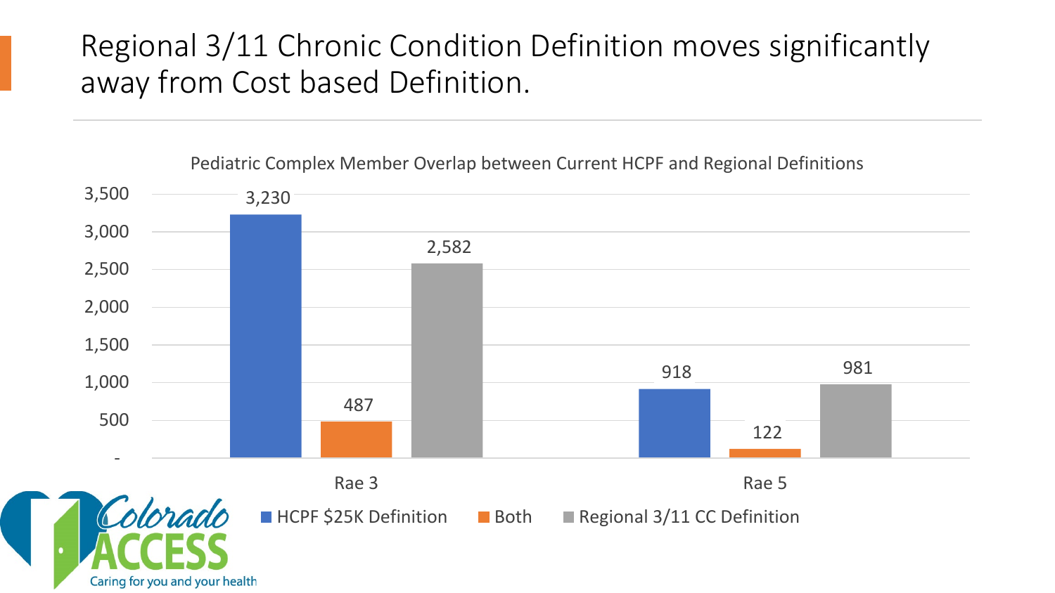# Regional 3/11 Chronic Condition Definition moves significantly away from Cost based Definition.

Pediatric Complex Member Overlap between Current HCPF and Regional Definitions

3,500
3,000
2,500
2,000
1,500
1,000
500
-

3,230
487
2,582

918
122
981

Rae 3
Rae 5

HCPF $25K Definition
Both
Regional 3/11 CC Definition

Colorado ACCESS
Caring for you and your health